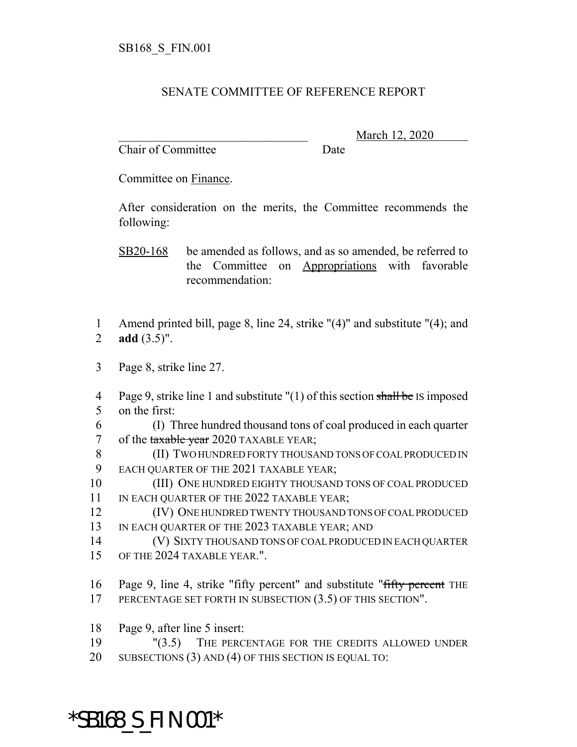SB168_S_FIN.001

SENATE COMMITTEE OF REFERENCE REPORT

_______________________________ March 12, 2020

Chair of Committee Date

Committee on Finance.

After consideration on the merits, the Committee recommends the following:

SB20-168 be amended as follows, and as so amended, be referred to the Committee on Appropriations with favorable recommendation:

1 Amend printed bill, page 8, line 24, strike "(4)" and substitute "(4); and
2 **add** (3.5)".

3 Page 8, strike line 27.

4 Page 9, strike line 1 and substitute "(1) of this section ~~shall be~~ IS imposed
5 on the first:
6 (I) Three hundred thousand tons of coal produced in each quarter
7 of the ~~taxable year~~ 2020 TAXABLE YEAR;
8 (II) TWO HUNDRED FORTY THOUSAND TONS OF COAL PRODUCED IN
9 EACH QUARTER OF THE 2021 TAXABLE YEAR;
10 (III) ONE HUNDRED EIGHTY THOUSAND TONS OF COAL PRODUCED
11 IN EACH QUARTER OF THE 2022 TAXABLE YEAR;
12 (IV) ONE HUNDRED TWENTY THOUSAND TONS OF COAL PRODUCED
13 IN EACH QUARTER OF THE 2023 TAXABLE YEAR; AND
14 (V) SIXTY THOUSAND TONS OF COAL PRODUCED IN EACH QUARTER
15 OF THE 2024 TAXABLE YEAR.".

16 Page 9, line 4, strike "fifty percent" and substitute "~~fifty percent~~ THE
17 PERCENTAGE SET FORTH IN SUBSECTION (3.5) OF THIS SECTION".

18 Page 9, after line 5 insert:
19 "(3.5) THE PERCENTAGE FOR THE CREDITS ALLOWED UNDER
20 SUBSECTIONS (3) AND (4) OF THIS SECTION IS EQUAL TO:

*SB168_S_FIN.001*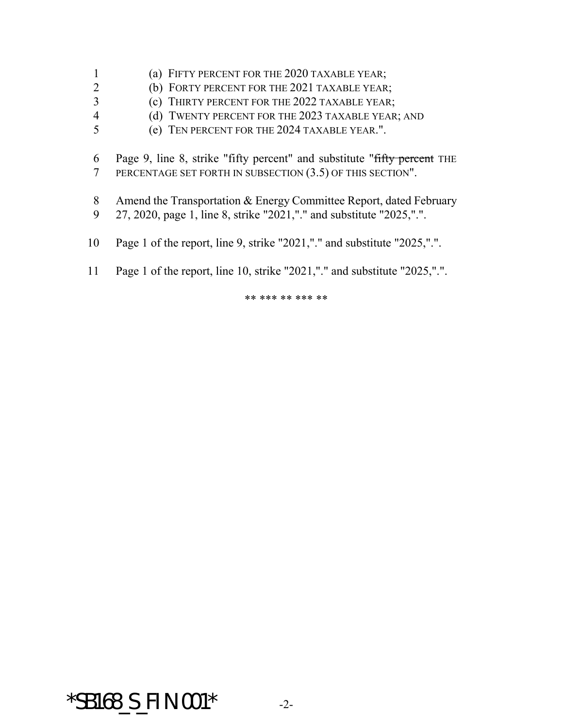1 (a) FIFTY PERCENT FOR THE 2020 TAXABLE YEAR;
2 (b) FORTY PERCENT FOR THE 2021 TAXABLE YEAR;
3 (c) THIRTY PERCENT FOR THE 2022 TAXABLE YEAR;
4 (d) TWENTY PERCENT FOR THE 2023 TAXABLE YEAR; AND
5 (e) TEN PERCENT FOR THE 2024 TAXABLE YEAR.".

6 Page 9, line 8, strike "fifty percent" and substitute "~~fifty percent~~ THE
7 PERCENTAGE SET FORTH IN SUBSECTION (3.5) OF THIS SECTION".

8 Amend the Transportation & Energy Committee Report, dated February
9 27, 2020, page 1, line 8, strike "2021,"." and substitute "2025,".".

10 Page 1 of the report, line 9, strike "2021,"." and substitute "2025,".".

11 Page 1 of the report, line 10, strike "2021,"." and substitute "2025,".".

** *** ** *** **

*SB168_S_FIN001*